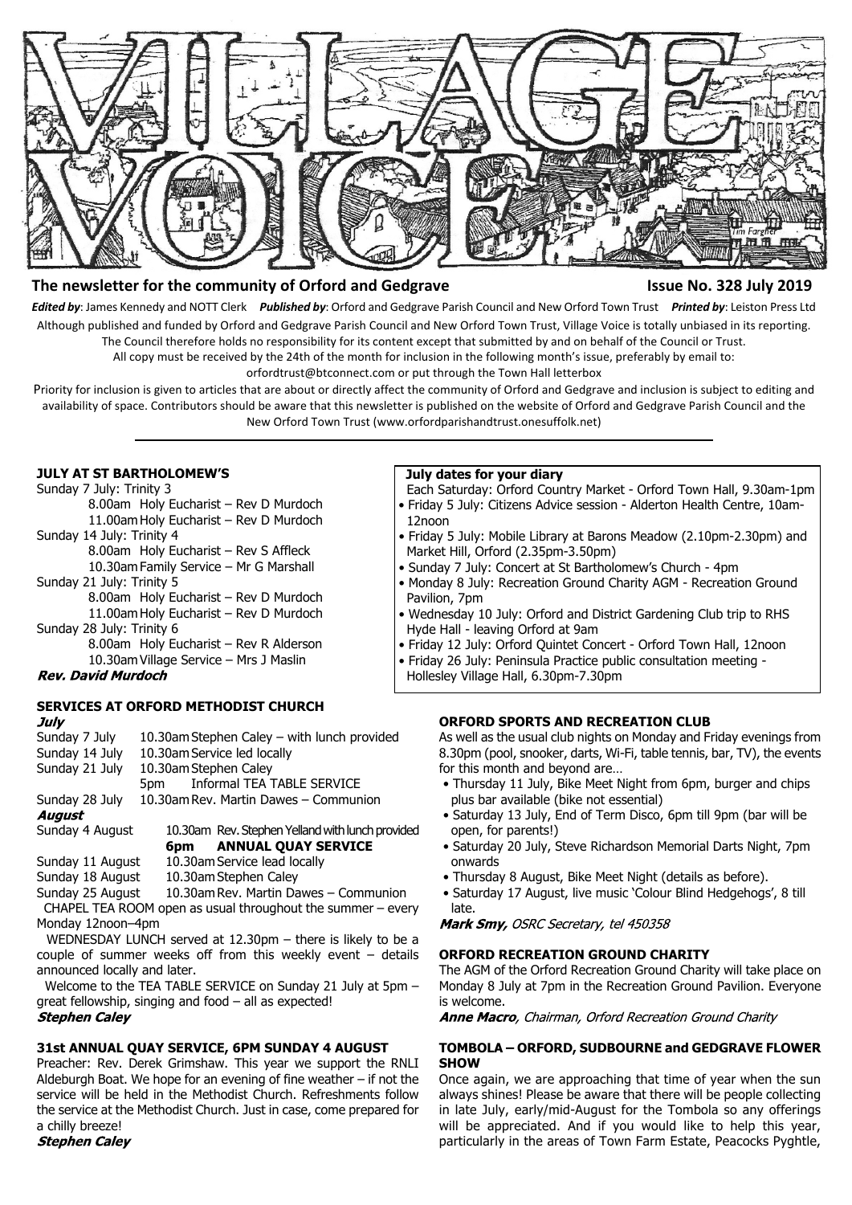# VILLAGE VOICE

**The newsletter for the community of Orford and Gedgrave** **Issue No. 328 July 2019**

***Edited by***: James Kennedy and NOTT Clerk ***Published by***: Orford and Gedgrave Parish Council and New Orford Town Trust ***Printed by***: Leiston Press Ltd

Although published and funded by Orford and Gedgrave Parish Council and New Orford Town Trust, Village Voice is totally unbiased in its reporting. The Council therefore holds no responsibility for its content except that submitted by and on behalf of the Council or Trust.

All copy must be received by the 24th of the month for inclusion in the following month's issue, preferably by email to: orfordtrust@btconnect.com or put through the Town Hall letterbox

Priority for inclusion is given to articles that are about or directly affect the community of Orford and Gedgrave and inclusion is subject to editing and availability of space. Contributors should be aware that this newsletter is published on the website of Orford and Gedgrave Parish Council and the New Orford Town Trust (www.orfordparishandtrust.onesuffolk.net)

---

### JULY AT ST BARTHOLOMEW'S

Sunday 7 July: Trinity 3
- 8.00am Holy Eucharist – Rev D Murdoch
- 11.00am Holy Eucharist – Rev D Murdoch

Sunday 14 July: Trinity 4
- 8.00am Holy Eucharist – Rev S Affleck
- 10.30am Family Service – Mr G Marshall

Sunday 21 July: Trinity 5
- 8.00am Holy Eucharist – Rev D Murdoch
- 11.00am Holy Eucharist – Rev D Murdoch

Sunday 28 July: Trinity 6
- 8.00am Holy Eucharist – Rev R Alderson
- 10.30am Village Service – Mrs J Maslin

***Rev. David Murdoch***

### SERVICES AT ORFORD METHODIST CHURCH

***July***

| | |
|---|---|
| Sunday 7 July | 10.30am Stephen Caley – with lunch provided |
| Sunday 14 July | 10.30am Service led locally |
| Sunday 21 July | 10.30am Stephen Caley |
| | 5pm Informal TEA TABLE SERVICE |
| Sunday 28 July | 10.30am Rev. Martin Dawes – Communion |

***August***

| | |
|---|---|
| Sunday 4 August | 10.30am Rev. Stephen Yelland with lunch provided |
| | **6pm ANNUAL QUAY SERVICE** |
| Sunday 11 August | 10.30am Service lead locally |
| Sunday 18 August | 10.30am Stephen Caley |
| Sunday 25 August | 10.30am Rev. Martin Dawes – Communion |

CHAPEL TEA ROOM open as usual throughout the summer – every Monday 12noon–4pm

WEDNESDAY LUNCH served at 12.30pm – there is likely to be a couple of summer weeks off from this weekly event – details announced locally and later.

Welcome to the TEA TABLE SERVICE on Sunday 21 July at 5pm – great fellowship, singing and food – all as expected!

***Stephen Caley***

### 31st ANNUAL QUAY SERVICE, 6PM SUNDAY 4 AUGUST

Preacher: Rev. Derek Grimshaw. This year we support the RNLI Aldeburgh Boat. We hope for an evening of fine weather – if not the service will be held in the Methodist Church. Refreshments follow the service at the Methodist Church. Just in case, come prepared for a chilly breeze!

***Stephen Caley***

### July dates for your diary

Each Saturday: Orford Country Market - Orford Town Hall, 9.30am-1pm

- Friday 5 July: Citizens Advice session - Alderton Health Centre, 10am-12noon
- Friday 5 July: Mobile Library at Barons Meadow (2.10pm-2.30pm) and Market Hill, Orford (2.35pm-3.50pm)
- Sunday 7 July: Concert at St Bartholomew's Church - 4pm
- Monday 8 July: Recreation Ground Charity AGM - Recreation Ground Pavilion, 7pm
- Wednesday 10 July: Orford and District Gardening Club trip to RHS Hyde Hall - leaving Orford at 9am
- Friday 12 July: Orford Quintet Concert - Orford Town Hall, 12noon
- Friday 26 July: Peninsula Practice public consultation meeting - Hollesley Village Hall, 6.30pm-7.30pm

### ORFORD SPORTS AND RECREATION CLUB

As well as the usual club nights on Monday and Friday evenings from 8.30pm (pool, snooker, darts, Wi-Fi, table tennis, bar, TV), the events for this month and beyond are…

- Thursday 11 July, Bike Meet Night from 6pm, burger and chips plus bar available (bike not essential)
- Saturday 13 July, End of Term Disco, 6pm till 9pm (bar will be open, for parents!)
- Saturday 20 July, Steve Richardson Memorial Darts Night, 7pm onwards
- Thursday 8 August, Bike Meet Night (details as before).
- Saturday 17 August, live music 'Colour Blind Hedgehogs', 8 till late.

***Mark Smy,*** *OSRC Secretary, tel 450358*

### ORFORD RECREATION GROUND CHARITY

The AGM of the Orford Recreation Ground Charity will take place on Monday 8 July at 7pm in the Recreation Ground Pavilion. Everyone is welcome.

***Anne Macro****, Chairman, Orford Recreation Ground Charity*

### TOMBOLA – ORFORD, SUDBOURNE and GEDGRAVE FLOWER SHOW

Once again, we are approaching that time of year when the sun always shines! Please be aware that there will be people collecting in late July, early/mid-August for the Tombola so any offerings will be appreciated. And if you would like to help this year, particularly in the areas of Town Farm Estate, Peacocks Pyghtle,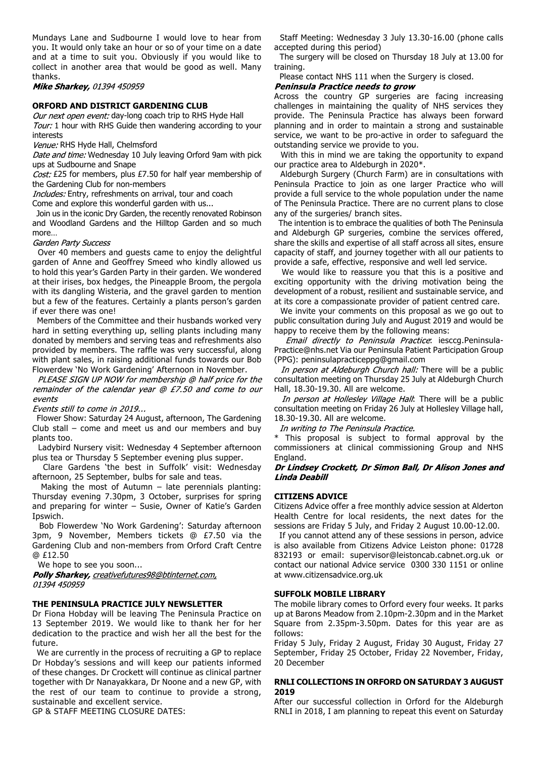Mundays Lane and Sudbourne I would love to hear from you. It would only take an hour or so of your time on a date and at a time to suit you. Obviously if you would like to collect in another area that would be good as well. Many thanks.

***Mike Sharkey,*** *01394 450959*

## ORFORD AND DISTRICT GARDENING CLUB

*Our next open event:* day-long coach trip to RHS Hyde Hall

*Tour:* 1 hour with RHS Guide then wandering according to your interests

*Venue:* RHS Hyde Hall, Chelmsford

*Date and time:* Wednesday 10 July leaving Orford 9am with pick ups at Sudbourne and Snape

*Cost:* £25 for members, plus £7.50 for half year membership of the Gardening Club for non-members

*Includes:* Entry, refreshments on arrival, tour and coach

Come and explore this wonderful garden with us...

Join us in the iconic Dry Garden, the recently renovated Robinson and Woodland Gardens and the Hilltop Garden and so much more…

*Garden Party Success*

Over 40 members and guests came to enjoy the delightful garden of Anne and Geoffrey Smeed who kindly allowed us to hold this year's Garden Party in their garden. We wondered at their irises, box hedges, the Pineapple Broom, the pergola with its dangling Wisteria, and the gravel garden to mention but a few of the features. Certainly a plants person's garden if ever there was one!

Members of the Committee and their husbands worked very hard in setting everything up, selling plants including many donated by members and serving teas and refreshments also provided by members. The raffle was very successful, along with plant sales, in raising additional funds towards our Bob Flowerdew 'No Work Gardening' Afternoon in November.

*PLEASE SIGN UP NOW for membership @ half price for the remainder of the calendar year @ £7.50 and come to our events*

*Events still to come in 2019...*

Flower Show: Saturday 24 August, afternoon, The Gardening Club stall – come and meet us and our members and buy plants too.

Ladybird Nursery visit: Wednesday 4 September afternoon plus tea or Thursday 5 September evening plus supper.

Clare Gardens 'the best in Suffolk' visit: Wednesday afternoon, 25 September, bulbs for sale and teas.

Making the most of Autumn – late perennials planting: Thursday evening 7.30pm, 3 October, surprises for spring and preparing for winter – Susie, Owner of Katie's Garden Ipswich.

Bob Flowerdew 'No Work Gardening': Saturday afternoon 3pm, 9 November, Members tickets @ £7.50 via the Gardening Club and non-members from Orford Craft Centre @ £12.50

We hope to see you soon...

***Polly Sharkey,*** *creativefutures98@btinternet.com, 01394 450959*

## THE PENINSULA PRACTICE JULY NEWSLETTER

Dr Fiona Hobday will be leaving The Peninsula Practice on 13 September 2019. We would like to thank her for her dedication to the practice and wish her all the best for the future.

We are currently in the process of recruiting a GP to replace Dr Hobday's sessions and will keep our patients informed of these changes. Dr Crockett will continue as clinical partner together with Dr Nanayakkara, Dr Noone and a new GP, with the rest of our team to continue to provide a strong, sustainable and excellent service.

GP & STAFF MEETING CLOSURE DATES:

Staff Meeting: Wednesday 3 July 13.30-16.00 (phone calls accepted during this period)

The surgery will be closed on Thursday 18 July at 13.00 for training.

Please contact NHS 111 when the Surgery is closed.

***Peninsula Practice needs to grow***

Across the country GP surgeries are facing increasing challenges in maintaining the quality of NHS services they provide. The Peninsula Practice has always been forward planning and in order to maintain a strong and sustainable service, we want to be pro-active in order to safeguard the outstanding service we provide to you.

With this in mind we are taking the opportunity to expand our practice area to Aldeburgh in 2020*.

Aldeburgh Surgery (Church Farm) are in consultations with Peninsula Practice to join as one larger Practice who will provide a full service to the whole population under the name of The Peninsula Practice. There are no current plans to close any of the surgeries/ branch sites.

The intention is to embrace the qualities of both The Peninsula and Aldeburgh GP surgeries, combine the services offered, share the skills and expertise of all staff across all sites, ensure capacity of staff, and journey together with all our patients to provide a safe, effective, responsive and well led service.

We would like to reassure you that this is a positive and exciting opportunity with the driving motivation being the development of a robust, resilient and sustainable service, and at its core a compassionate provider of patient centred care.

We invite your comments on this proposal as we go out to public consultation during July and August 2019 and would be happy to receive them by the following means:

*Email directly to Peninsula Practice*: iesccg.Peninsula-Practice@nhs.net Via our Peninsula Patient Participation Group (PPG): peninsulapracticeppg@gmail.com

*In person at Aldeburgh Church hall:* There will be a public consultation meeting on Thursday 25 July at Aldeburgh Church Hall, 18.30-19.30. All are welcome.

*In person at Hollesley Village Hall*: There will be a public consultation meeting on Friday 26 July at Hollesley Village hall, 18.30-19.30. All are welcome.

*In writing to The Peninsula Practice.*

* This proposal is subject to formal approval by the commissioners at clinical commissioning Group and NHS England.

***Dr Lindsey Crockett, Dr Simon Ball, Dr Alison Jones and Linda Deabill***

## CITIZENS ADVICE

Citizens Advice offer a free monthly advice session at Alderton Health Centre for local residents, the next dates for the sessions are Friday 5 July, and Friday 2 August 10.00-12.00.

If you cannot attend any of these sessions in person, advice is also available from Citizens Advice Leiston phone: 01728 832193 or email: supervisor@leistoncab.cabnet.org.uk or contact our national Advice service 0300 330 1151 or online at www.citizensadvice.org.uk

## SUFFOLK MOBILE LIBRARY

The mobile library comes to Orford every four weeks. It parks up at Barons Meadow from 2.10pm-2.30pm and in the Market Square from 2.35pm-3.50pm. Dates for this year are as follows:

Friday 5 July, Friday 2 August, Friday 30 August, Friday 27 September, Friday 25 October, Friday 22 November, Friday, 20 December

## RNLI COLLECTIONS IN ORFORD ON SATURDAY 3 AUGUST 2019

After our successful collection in Orford for the Aldeburgh RNLI in 2018, I am planning to repeat this event on Saturday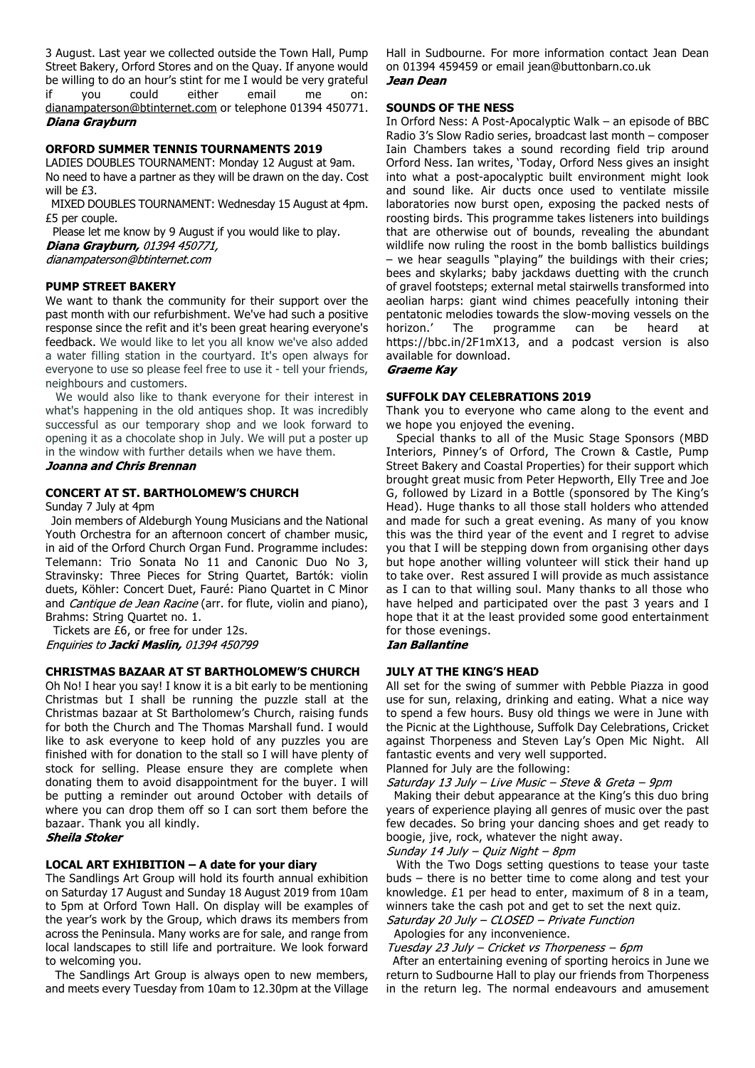3 August. Last year we collected outside the Town Hall, Pump Street Bakery, Orford Stores and on the Quay. If anyone would be willing to do an hour's stint for me I would be very grateful if you could either email me on: dianampaterson@btinternet.com or telephone 01394 450771.
***Diana Grayburn***

### ORFORD SUMMER TENNIS TOURNAMENTS 2019

LADIES DOUBLES TOURNAMENT: Monday 12 August at 9am. No need to have a partner as they will be drawn on the day. Cost will be £3.

MIXED DOUBLES TOURNAMENT: Wednesday 15 August at 4pm. £5 per couple.

Please let me know by 9 August if you would like to play.
***Diana Grayburn,*** *01394 450771, dianampaterson@btinternet.com*

### PUMP STREET BAKERY

We want to thank the community for their support over the past month with our refurbishment. We've had such a positive response since the refit and it's been great hearing everyone's feedback. We would like to let you all know we've also added a water filling station in the courtyard. It's open always for everyone to use so please feel free to use it - tell your friends, neighbours and customers.

We would also like to thank everyone for their interest in what's happening in the old antiques shop. It was incredibly successful as our temporary shop and we look forward to opening it as a chocolate shop in July. We will put a poster up in the window with further details when we have them.
***Joanna and Chris Brennan***

### CONCERT AT ST. BARTHOLOMEW'S CHURCH

Sunday 7 July at 4pm

Join members of Aldeburgh Young Musicians and the National Youth Orchestra for an afternoon concert of chamber music, in aid of the Orford Church Organ Fund. Programme includes: Telemann: Trio Sonata No 11 and Canonic Duo No 3, Stravinsky: Three Pieces for String Quartet, Bartók: violin duets, Köhler: Concert Duet, Fauré: Piano Quartet in C Minor and *Cantique de Jean Racine* (arr. for flute, violin and piano), Brahms: String Quartet no. 1.

Tickets are £6, or free for under 12s.
*Enquiries to* ***Jacki Maslin,*** *01394 450799*

### CHRISTMAS BAZAAR AT ST BARTHOLOMEW'S CHURCH

Oh No! I hear you say! I know it is a bit early to be mentioning Christmas but I shall be running the puzzle stall at the Christmas bazaar at St Bartholomew's Church, raising funds for both the Church and The Thomas Marshall fund. I would like to ask everyone to keep hold of any puzzles you are finished with for donation to the stall so I will have plenty of stock for selling. Please ensure they are complete when donating them to avoid disappointment for the buyer. I will be putting a reminder out around October with details of where you can drop them off so I can sort them before the bazaar. Thank you all kindly.
***Sheila Stoker***

### LOCAL ART EXHIBITION – A date for your diary

The Sandlings Art Group will hold its fourth annual exhibition on Saturday 17 August and Sunday 18 August 2019 from 10am to 5pm at Orford Town Hall. On display will be examples of the year's work by the Group, which draws its members from across the Peninsula. Many works are for sale, and range from local landscapes to still life and portraiture. We look forward to welcoming you.

The Sandlings Art Group is always open to new members, and meets every Tuesday from 10am to 12.30pm at the Village Hall in Sudbourne. For more information contact Jean Dean on 01394 459459 or email jean@buttonbarn.co.uk
***Jean Dean***

### SOUNDS OF THE NESS

In Orford Ness: A Post-Apocalyptic Walk – an episode of BBC Radio 3's Slow Radio series, broadcast last month – composer Iain Chambers takes a sound recording field trip around Orford Ness. Ian writes, 'Today, Orford Ness gives an insight into what a post-apocalyptic built environment might look and sound like. Air ducts once used to ventilate missile laboratories now burst open, exposing the packed nests of roosting birds. This programme takes listeners into buildings that are otherwise out of bounds, revealing the abundant wildlife now ruling the roost in the bomb ballistics buildings – we hear seagulls "playing" the buildings with their cries; bees and skylarks; baby jackdaws duetting with the crunch of gravel footsteps; external metal stairwells transformed into aeolian harps: giant wind chimes peacefully intoning their pentatonic melodies towards the slow-moving vessels on the horizon.' The programme can be heard at https://bbc.in/2F1mX13, and a podcast version is also available for download.
***Graeme Kay***

### SUFFOLK DAY CELEBRATIONS 2019

Thank you to everyone who came along to the event and we hope you enjoyed the evening.

Special thanks to all of the Music Stage Sponsors (MBD Interiors, Pinney's of Orford, The Crown & Castle, Pump Street Bakery and Coastal Properties) for their support which brought great music from Peter Hepworth, Elly Tree and Joe G, followed by Lizard in a Bottle (sponsored by The King's Head). Huge thanks to all those stall holders who attended and made for such a great evening. As many of you know this was the third year of the event and I regret to advise you that I will be stepping down from organising other days but hope another willing volunteer will stick their hand up to take over. Rest assured I will provide as much assistance as I can to that willing soul. Many thanks to all those who have helped and participated over the past 3 years and I hope that it at the least provided some good entertainment for those evenings.
***Ian Ballantine***

### JULY AT THE KING'S HEAD

All set for the swing of summer with Pebble Piazza in good use for sun, relaxing, drinking and eating. What a nice way to spend a few hours. Busy old things we were in June with the Picnic at the Lighthouse, Suffolk Day Celebrations, Cricket against Thorpeness and Steven Lay's Open Mic Night. All fantastic events and very well supported.

Planned for July are the following:

*Saturday 13 July – Live Music – Steve & Greta – 9pm*

Making their debut appearance at the King's this duo bring years of experience playing all genres of music over the past few decades. So bring your dancing shoes and get ready to boogie, jive, rock, whatever the night away.

*Sunday 14 July – Quiz Night – 8pm*

With the Two Dogs setting questions to tease your taste buds – there is no better time to come along and test your knowledge. £1 per head to enter, maximum of 8 in a team, winners take the cash pot and get to set the next quiz.

*Saturday 20 July – CLOSED – Private Function*

Apologies for any inconvenience.

*Tuesday 23 July – Cricket vs Thorpeness – 6pm*

After an entertaining evening of sporting heroics in June we return to Sudbourne Hall to play our friends from Thorpeness in the return leg. The normal endeavours and amusement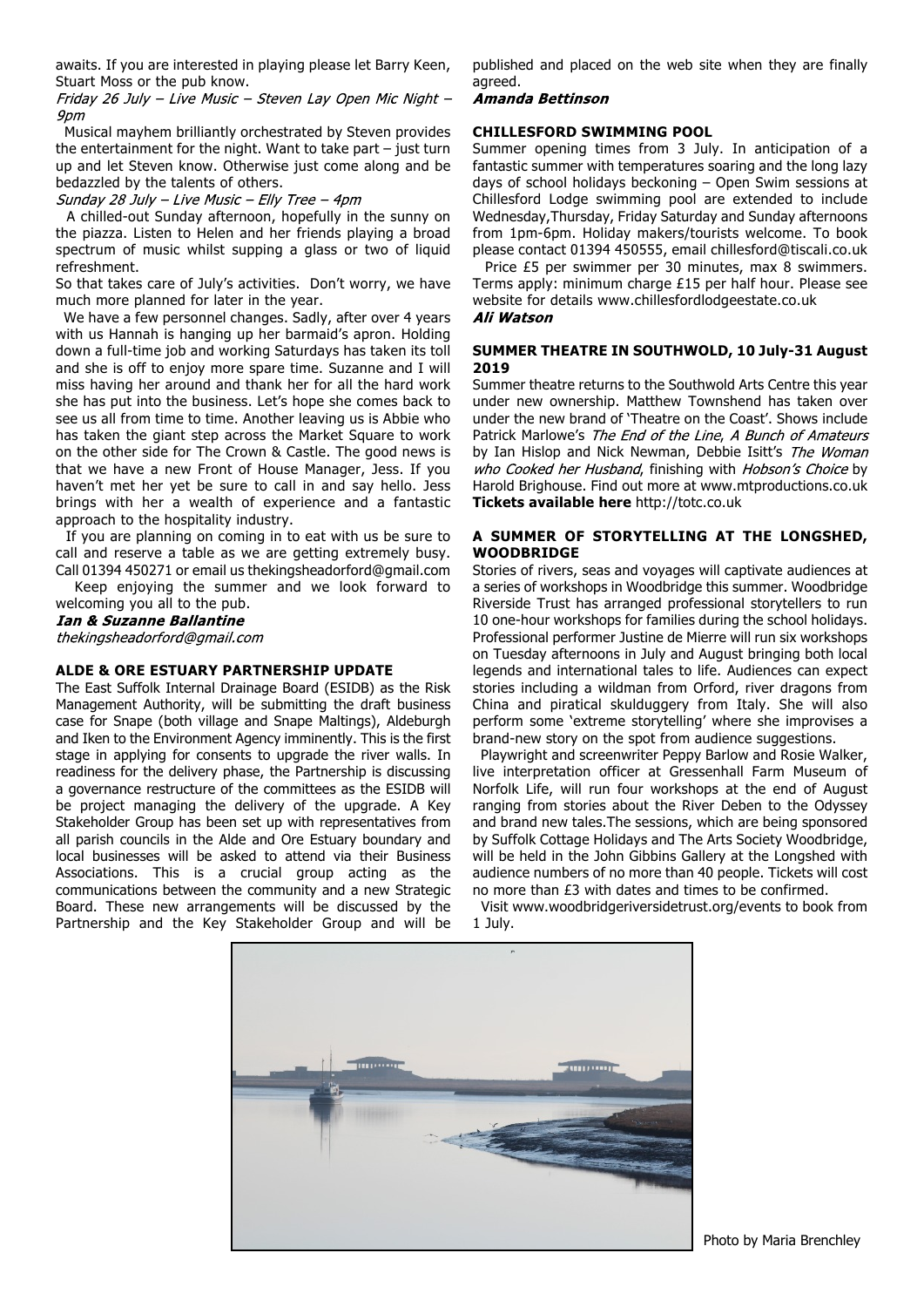awaits. If you are interested in playing please let Barry Keen, Stuart Moss or the pub know.

*Friday 26 July – Live Music – Steven Lay Open Mic Night – 9pm*

Musical mayhem brilliantly orchestrated by Steven provides the entertainment for the night. Want to take part – just turn up and let Steven know. Otherwise just come along and be bedazzled by the talents of others.

*Sunday 28 July – Live Music – Elly Tree – 4pm*

A chilled-out Sunday afternoon, hopefully in the sunny on the piazza. Listen to Helen and her friends playing a broad spectrum of music whilst supping a glass or two of liquid refreshment.

So that takes care of July's activities. Don't worry, we have much more planned for later in the year.

We have a few personnel changes. Sadly, after over 4 years with us Hannah is hanging up her barmaid's apron. Holding down a full-time job and working Saturdays has taken its toll and she is off to enjoy more spare time. Suzanne and I will miss having her around and thank her for all the hard work she has put into the business. Let's hope she comes back to see us all from time to time. Another leaving us is Abbie who has taken the giant step across the Market Square to work on the other side for The Crown & Castle. The good news is that we have a new Front of House Manager, Jess. If you haven't met her yet be sure to call in and say hello. Jess brings with her a wealth of experience and a fantastic approach to the hospitality industry.

If you are planning on coming in to eat with us be sure to call and reserve a table as we are getting extremely busy. Call 01394 450271 or email us thekingsheadorford@gmail.com

Keep enjoying the summer and we look forward to welcoming you all to the pub.

***Ian & Suzanne Ballantine***
*thekingsheadorford@gmail.com*

## ALDE & ORE ESTUARY PARTNERSHIP UPDATE

The East Suffolk Internal Drainage Board (ESIDB) as the Risk Management Authority, will be submitting the draft business case for Snape (both village and Snape Maltings), Aldeburgh and Iken to the Environment Agency imminently. This is the first stage in applying for consents to upgrade the river walls. In readiness for the delivery phase, the Partnership is discussing a governance restructure of the committees as the ESIDB will be project managing the delivery of the upgrade. A Key Stakeholder Group has been set up with representatives from all parish councils in the Alde and Ore Estuary boundary and local businesses will be asked to attend via their Business Associations. This is a crucial group acting as the communications between the community and a new Strategic Board. These new arrangements will be discussed by the Partnership and the Key Stakeholder Group and will be published and placed on the web site when they are finally agreed.

***Amanda Bettinson***

## CHILLESFORD SWIMMING POOL

Summer opening times from 3 July. In anticipation of a fantastic summer with temperatures soaring and the long lazy days of school holidays beckoning – Open Swim sessions at Chillesford Lodge swimming pool are extended to include Wednesday,Thursday, Friday Saturday and Sunday afternoons from 1pm-6pm. Holiday makers/tourists welcome. To book please contact 01394 450555, email chillesford@tiscali.co.uk

Price £5 per swimmer per 30 minutes, max 8 swimmers. Terms apply: minimum charge £15 per half hour. Please see website for details www.chillesfordlodgeestate.co.uk

***Ali Watson***

## SUMMER THEATRE IN SOUTHWOLD, 10 July-31 August 2019

Summer theatre returns to the Southwold Arts Centre this year under new ownership. Matthew Townshend has taken over under the new brand of 'Theatre on the Coast'. Shows include Patrick Marlowe's *The End of the Line*, *A Bunch of Amateurs* by Ian Hislop and Nick Newman, Debbie Isitt's *The Woman who Cooked her Husband*, finishing with *Hobson's Choice* by Harold Brighouse. Find out more at www.mtproductions.co.uk **Tickets available here** http://totc.co.uk

## A SUMMER OF STORYTELLING AT THE LONGSHED, WOODBRIDGE

Stories of rivers, seas and voyages will captivate audiences at a series of workshops in Woodbridge this summer. Woodbridge Riverside Trust has arranged professional storytellers to run 10 one-hour workshops for families during the school holidays. Professional performer Justine de Mierre will run six workshops on Tuesday afternoons in July and August bringing both local legends and international tales to life. Audiences can expect stories including a wildman from Orford, river dragons from China and piratical skulduggery from Italy. She will also perform some 'extreme storytelling' where she improvises a brand-new story on the spot from audience suggestions.

Playwright and screenwriter Peppy Barlow and Rosie Walker, live interpretation officer at Gressenhall Farm Museum of Norfolk Life, will run four workshops at the end of August ranging from stories about the River Deben to the Odyssey and brand new tales.The sessions, which are being sponsored by Suffolk Cottage Holidays and The Arts Society Woodbridge, will be held in the John Gibbins Gallery at the Longshed with audience numbers of no more than 40 people. Tickets will cost no more than £3 with dates and times to be confirmed.

Visit www.woodbridgeriversidetrust.org/events to book from 1 July.

Photo by Maria Brenchley